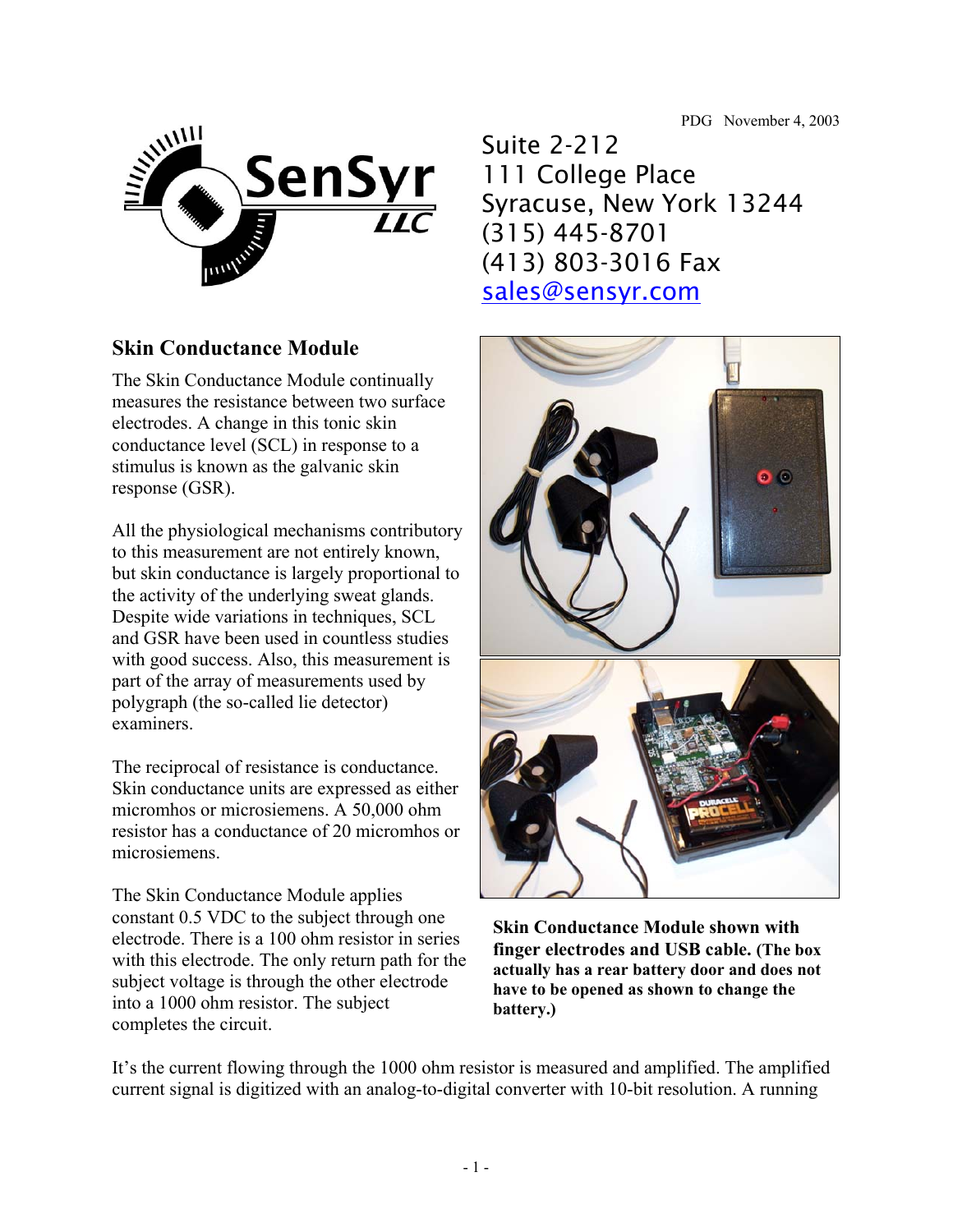PDG November 4, 2003

Suite 2-212
111 College Place
Syracuse, New York 13244
(315) 445-8701
(413) 803-3016 Fax
sales@sensyr.com

## Skin Conductance Module

The Skin Conductance Module continually measures the resistance between two surface electrodes. A change in this tonic skin conductance level (SCL) in response to a stimulus is known as the galvanic skin response (GSR).

All the physiological mechanisms contributory to this measurement are not entirely known, but skin conductance is largely proportional to the activity of the underlying sweat glands. Despite wide variations in techniques, SCL and GSR have been used in countless studies with good success. Also, this measurement is part of the array of measurements used by polygraph (the so-called lie detector) examiners.

The reciprocal of resistance is conductance. Skin conductance units are expressed as either micromhos or microsiemens. A 50,000 ohm resistor has a conductance of 20 micromhos or microsiemens.

The Skin Conductance Module applies constant 0.5 VDC to the subject through one electrode. There is a 100 ohm resistor in series with this electrode. The only return path for the subject voltage is through the other electrode into a 1000 ohm resistor. The subject completes the circuit.

**Skin Conductance Module shown with finger electrodes and USB cable. (The box actually has a rear battery door and does not have to be opened as shown to change the battery.)**

It's the current flowing through the 1000 ohm resistor is measured and amplified. The amplified current signal is digitized with an analog-to-digital converter with 10-bit resolution. A running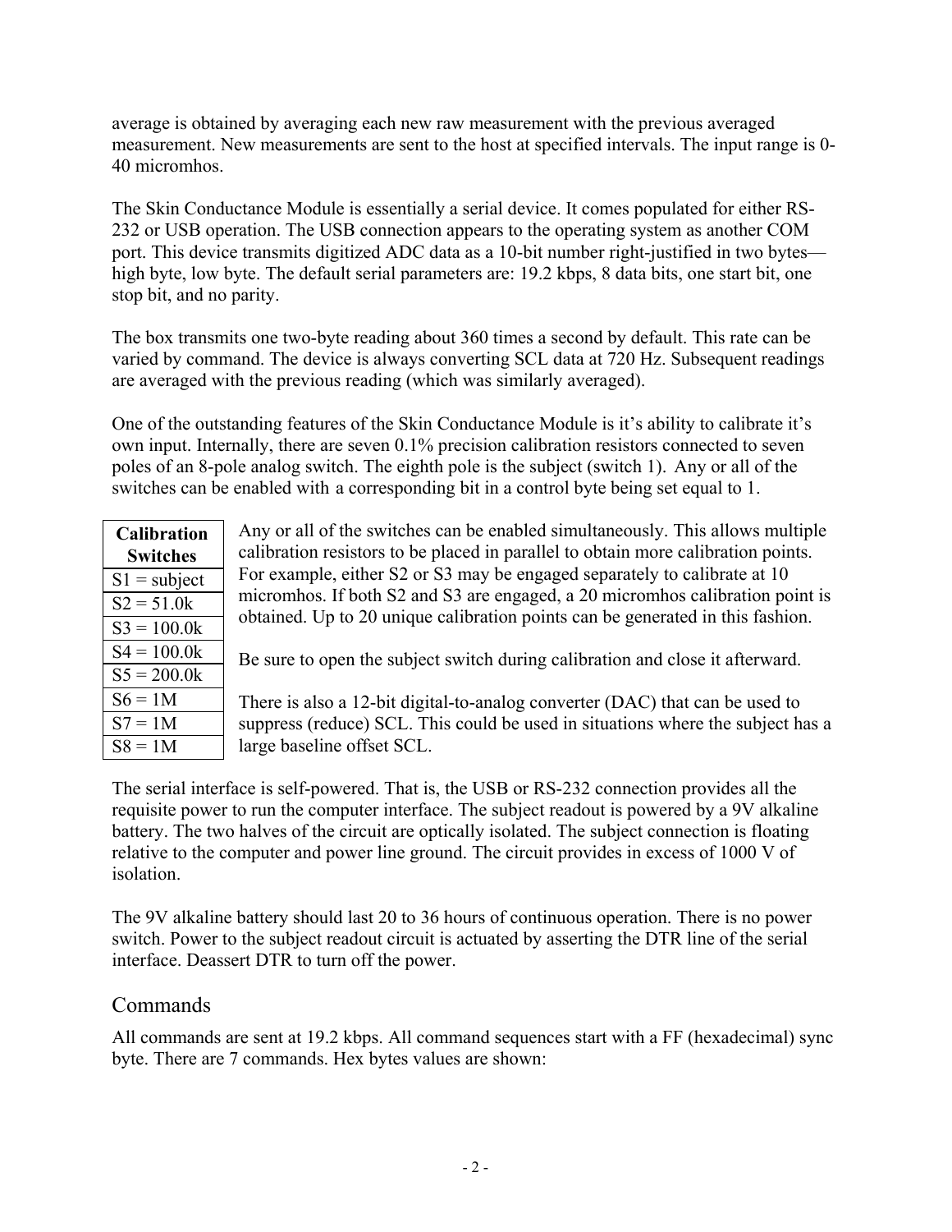average is obtained by averaging each new raw measurement with the previous averaged measurement. New measurements are sent to the host at specified intervals. The input range is 0-40 micromhos.

The Skin Conductance Module is essentially a serial device. It comes populated for either RS-232 or USB operation. The USB connection appears to the operating system as another COM port. This device transmits digitized ADC data as a 10-bit number right-justified in two bytes—high byte, low byte. The default serial parameters are: 19.2 kbps, 8 data bits, one start bit, one stop bit, and no parity.

The box transmits one two-byte reading about 360 times a second by default. This rate can be varied by command. The device is always converting SCL data at 720 Hz. Subsequent readings are averaged with the previous reading (which was similarly averaged).

One of the outstanding features of the Skin Conductance Module is it's ability to calibrate it's own input. Internally, there are seven 0.1% precision calibration resistors connected to seven poles of an 8-pole analog switch. The eighth pole is the subject (switch 1). Any or all of the switches can be enabled with a corresponding bit in a control byte being set equal to 1.

| Calibration Switches |
|---|
| S1 = subject |
| S2 = 51.0k |
| S3 = 100.0k |
| S4 = 100.0k |
| S5 = 200.0k |
| S6 = 1M |
| S7 = 1M |
| S8 = 1M |

Any or all of the switches can be enabled simultaneously. This allows multiple calibration resistors to be placed in parallel to obtain more calibration points. For example, either S2 or S3 may be engaged separately to calibrate at 10 micromhos. If both S2 and S3 are engaged, a 20 micromhos calibration point is obtained. Up to 20 unique calibration points can be generated in this fashion.

Be sure to open the subject switch during calibration and close it afterward.

There is also a 12-bit digital-to-analog converter (DAC) that can be used to suppress (reduce) SCL. This could be used in situations where the subject has a large baseline offset SCL.

The serial interface is self-powered. That is, the USB or RS-232 connection provides all the requisite power to run the computer interface. The subject readout is powered by a 9V alkaline battery. The two halves of the circuit are optically isolated. The subject connection is floating relative to the computer and power line ground. The circuit provides in excess of 1000 V of isolation.

The 9V alkaline battery should last 20 to 36 hours of continuous operation. There is no power switch. Power to the subject readout circuit is actuated by asserting the DTR line of the serial interface. Deassert DTR to turn off the power.

## Commands

All commands are sent at 19.2 kbps. All command sequences start with a FF (hexadecimal) sync byte. There are 7 commands. Hex bytes values are shown: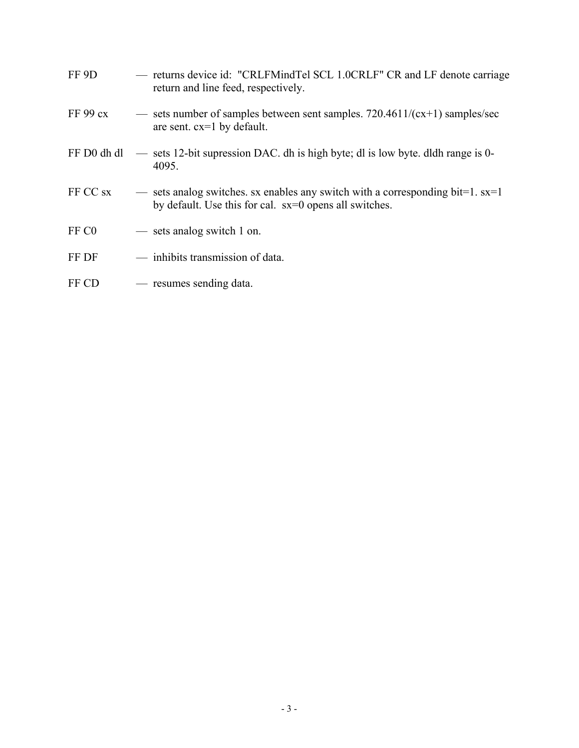FF 9D — returns device id: "CRLFMindTel SCL 1.0CRLF" CR and LF denote carriage return and line feed, respectively.

FF 99 cx — sets number of samples between sent samples. 720.4611/(cx+1) samples/sec are sent. cx=1 by default.

FF D0 dh dl — sets 12-bit supression DAC. dh is high byte; dl is low byte. dldh range is 0-4095.

FF CC sx — sets analog switches. sx enables any switch with a corresponding bit=1. sx=1 by default. Use this for cal. sx=0 opens all switches.

FF C0 — sets analog switch 1 on.

FF DF — inhibits transmission of data.

FF CD — resumes sending data.